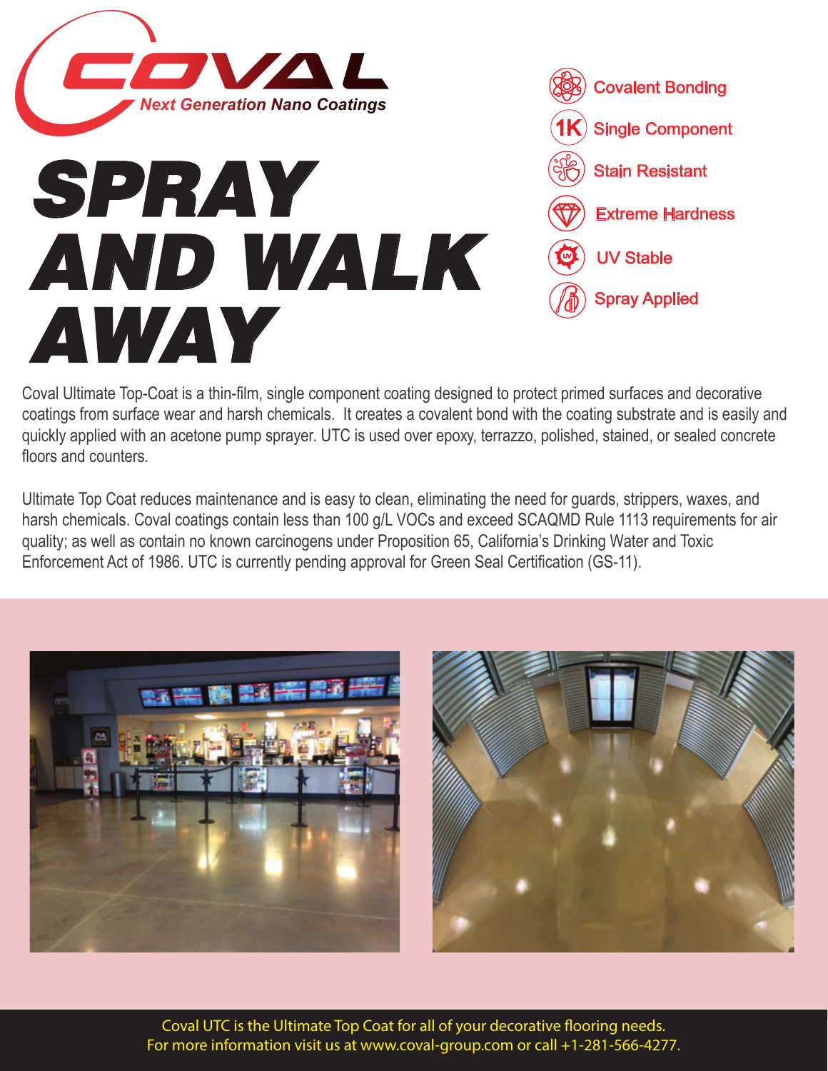# COVAL

*Next Generation Nano Coatings*

# SPRAY AND WALK AWAY

- Covalent Bonding
- Single Component
- Stain Resistant
- Extreme Hardness
- UV Stable
- Spray Applied

Coval Ultimate Top-Coat is a thin-film, single component coating designed to protect primed surfaces and decorative coatings from surface wear and harsh chemicals. It creates a covalent bond with the coating substrate and is easily and quickly applied with an acetone pump sprayer. UTC is used over epoxy, terrazzo, polished, stained, or sealed concrete floors and counters.

Ultimate Top Coat reduces maintenance and is easy to clean, eliminating the need for guards, strippers, waxes, and harsh chemicals. Coval coatings contain less than 100 g/L VOCs and exceed SCAQMD Rule 1113 requirements for air quality; as well as contain no known carcinogens under Proposition 65, California's Drinking Water and Toxic Enforcement Act of 1986. UTC is currently pending approval for Green Seal Certification (GS-11).

Coval UTC is the Ultimate Top Coat for all of your decorative flooring needs.
For more information visit us at www.coval-group.com or call +1-281-566-4277.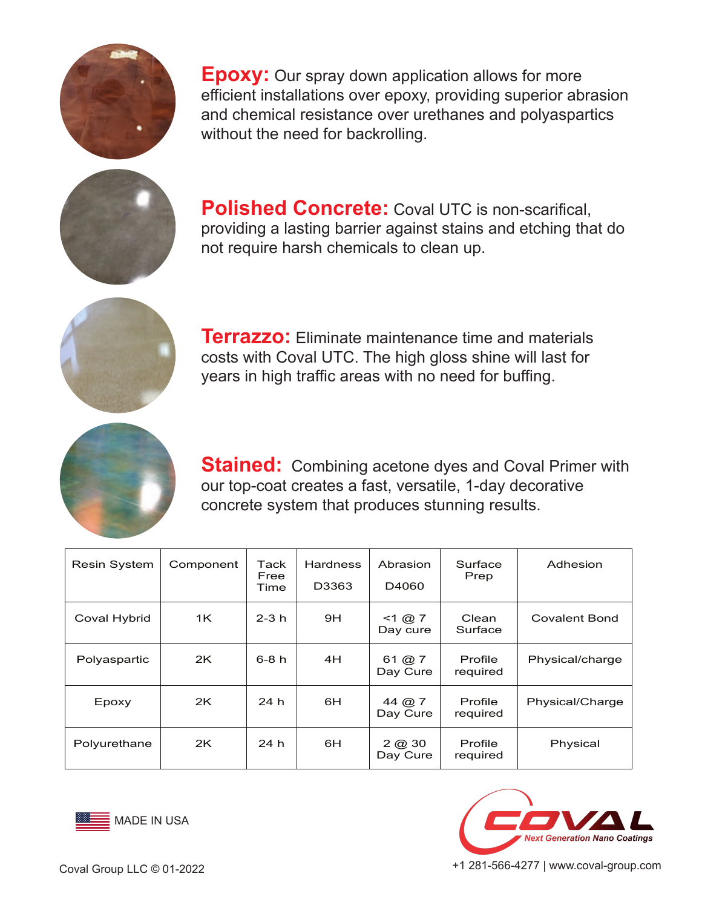**Epoxy:** Our spray down application allows for more efficient installations over epoxy, providing superior abrasion and chemical resistance over urethanes and polyaspartics without the need for backrolling.

**Polished Concrete:** Coval UTC is non-scarifical, providing a lasting barrier against stains and etching that do not require harsh chemicals to clean up.

**Terrazzo:** Eliminate maintenance time and materials costs with Coval UTC. The high gloss shine will last for years in high traffic areas with no need for buffing.

**Stained:** Combining acetone dyes and Coval Primer with our top-coat creates a fast, versatile, 1-day decorative concrete system that produces stunning results.

| Resin System | Component | Tack Free Time | Hardness D3363 | Abrasion D4060 | Surface Prep | Adhesion |
|---|---|---|---|---|---|---|
| Coval Hybrid | 1K | 2-3 h | 9H | <1 @ 7 Day cure | Clean Surface | Covalent Bond |
| Polyaspartic | 2K | 6-8 h | 4H | 61 @ 7 Day Cure | Profile required | Physical/charge |
| Epoxy | 2K | 24 h | 6H | 44 @ 7 Day Cure | Profile required | Physical/Charge |
| Polyurethane | 2K | 24 h | 6H | 2 @ 30 Day Cure | Profile required | Physical |

MADE IN USA

COVAL
*Next Generation Nano Coatings*

Coval Group LLC © 01-2022

+1 281-566-4277 | www.coval-group.com